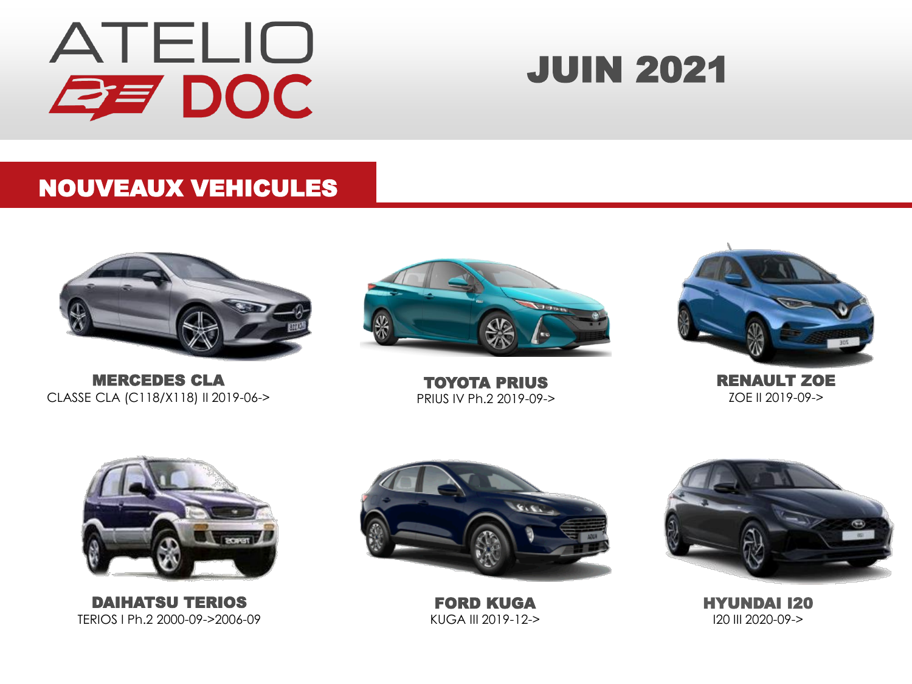# ATELIO DOC

## JUIN 2021

## NOUVEAUX VEHICULES

**MERCEDES CLA**
CLASSE CLA (C118/X118) II 2019-06->

**TOYOTA PRIUS**
PRIUS IV Ph.2 2019-09->

**RENAULT ZOE**
ZOE II 2019-09->

**DAIHATSU TERIOS**
TERIOS I Ph.2 2000-09->2006-09

**FORD KUGA**
KUGA III 2019-12->

**HYUNDAI I20**
I20 III 2020-09->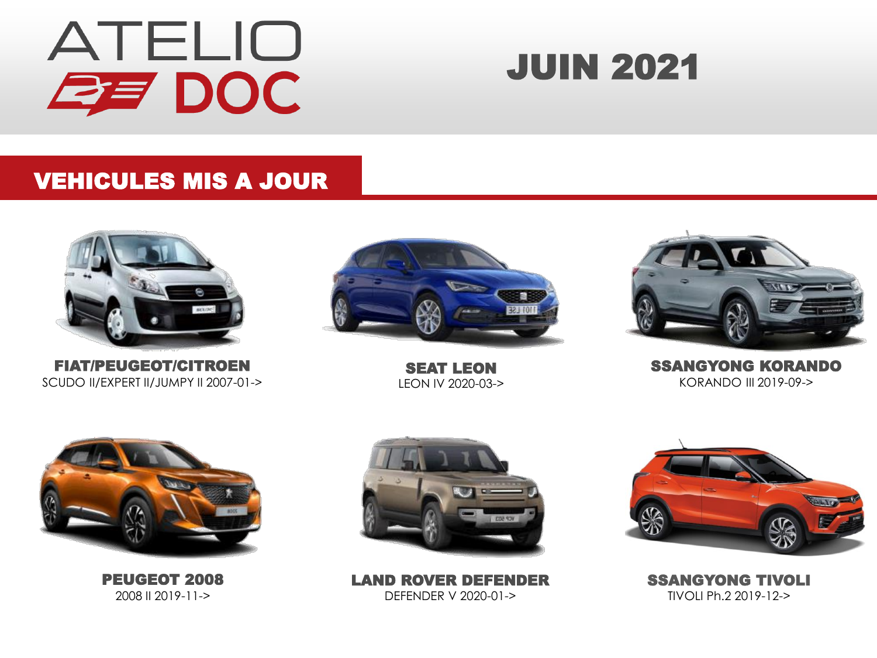# ATELIO DOC

# JUIN 2021

## VEHICULES MIS A JOUR

**FIAT/PEUGEOT/CITROEN**
SCUDO II/EXPERT II/JUMPY II 2007-01->

**SEAT LEON**
LEON IV 2020-03->

**SSANGYONG KORANDO**
KORANDO III 2019-09->

**PEUGEOT 2008**
2008 II 2019-11->

**LAND ROVER DEFENDER**
DEFENDER V 2020-01->

**SSANGYONG TIVOLI**
TIVOLI Ph.2 2019-12->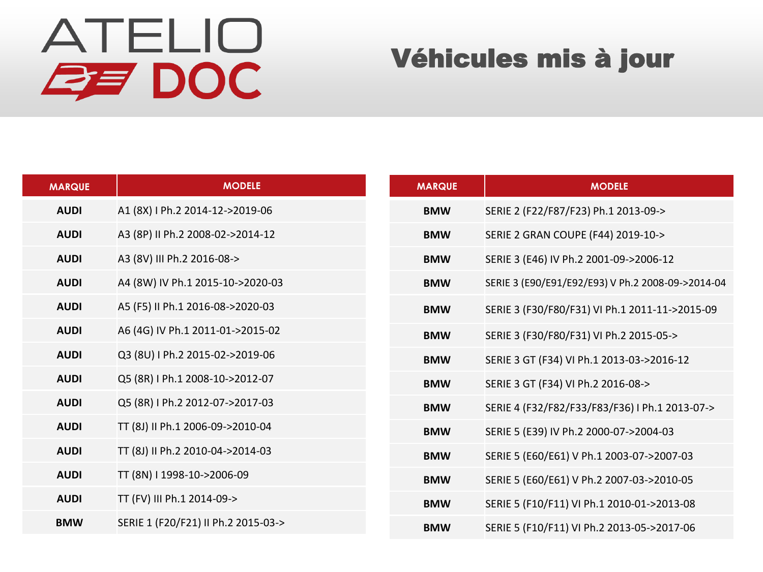ATELIO DOC

# Véhicules mis à jour

| MARQUE | MODELE |
| --- | --- |
| AUDI | A1 (8X) I Ph.2 2014-12->2019-06 |
| AUDI | A3 (8P) II Ph.2 2008-02->2014-12 |
| AUDI | A3 (8V) III Ph.2 2016-08-> |
| AUDI | A4 (8W) IV Ph.1 2015-10->2020-03 |
| AUDI | A5 (F5) II Ph.1 2016-08->2020-03 |
| AUDI | A6 (4G) IV Ph.1 2011-01->2015-02 |
| AUDI | Q3 (8U) I Ph.2 2015-02->2019-06 |
| AUDI | Q5 (8R) I Ph.1 2008-10->2012-07 |
| AUDI | Q5 (8R) I Ph.2 2012-07->2017-03 |
| AUDI | TT (8J) II Ph.1 2006-09->2010-04 |
| AUDI | TT (8J) II Ph.2 2010-04->2014-03 |
| AUDI | TT (8N) I 1998-10->2006-09 |
| AUDI | TT (FV) III Ph.1 2014-09-> |
| BMW | SERIE 1 (F20/F21) II Ph.2 2015-03-> |

| MARQUE | MODELE |
| --- | --- |
| BMW | SERIE 2 (F22/F87/F23) Ph.1 2013-09-> |
| BMW | SERIE 2 GRAN COUPE (F44) 2019-10-> |
| BMW | SERIE 3 (E46) IV Ph.2 2001-09->2006-12 |
| BMW | SERIE 3 (E90/E91/E92/E93) V Ph.2 2008-09->2014-04 |
| BMW | SERIE 3 (F30/F80/F31) VI Ph.1 2011-11->2015-09 |
| BMW | SERIE 3 (F30/F80/F31) VI Ph.2 2015-05-> |
| BMW | SERIE 3 GT (F34) VI Ph.1 2013-03->2016-12 |
| BMW | SERIE 3 GT (F34) VI Ph.2 2016-08-> |
| BMW | SERIE 4 (F32/F82/F33/F83/F36) I Ph.1 2013-07-> |
| BMW | SERIE 5 (E39) IV Ph.2 2000-07->2004-03 |
| BMW | SERIE 5 (E60/E61) V Ph.1 2003-07->2007-03 |
| BMW | SERIE 5 (E60/E61) V Ph.2 2007-03->2010-05 |
| BMW | SERIE 5 (F10/F11) VI Ph.1 2010-01->2013-08 |
| BMW | SERIE 5 (F10/F11) VI Ph.2 2013-05->2017-06 |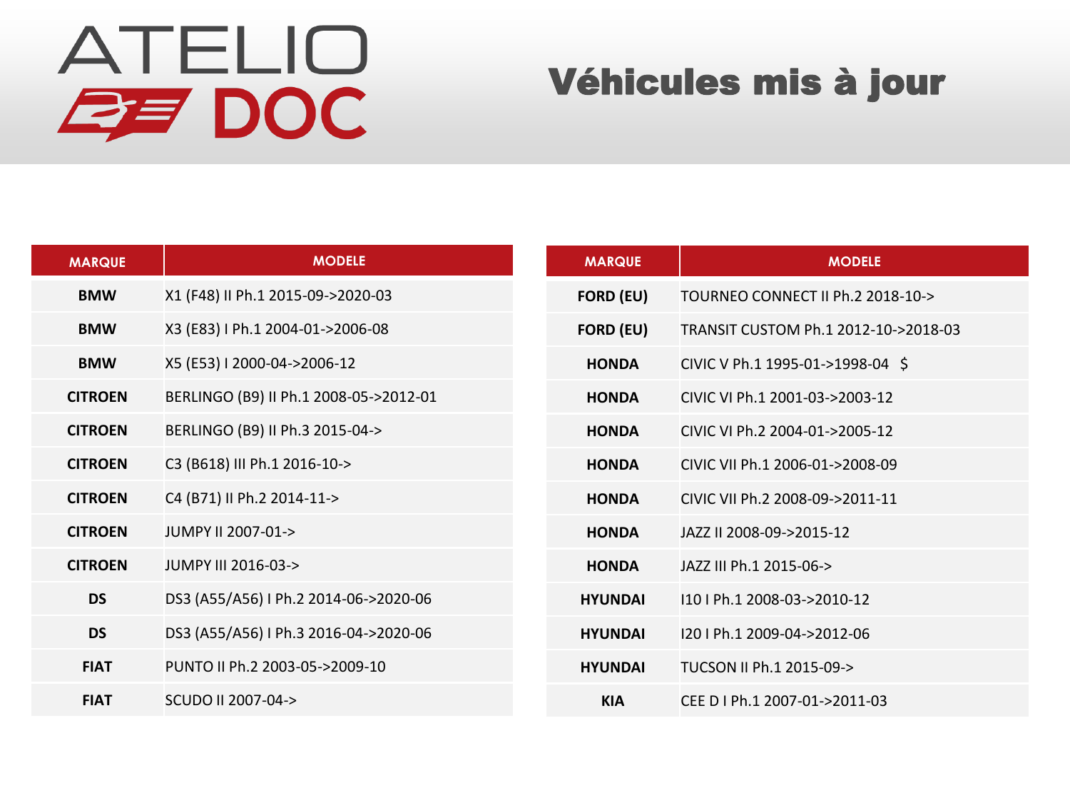ATELIO DOC

# Véhicules mis à jour

| MARQUE | MODELE |
| --- | --- |
| BMW | X1 (F48) II Ph.1 2015-09->2020-03 |
| BMW | X3 (E83) I Ph.1 2004-01->2006-08 |
| BMW | X5 (E53) I 2000-04->2006-12 |
| CITROEN | BERLINGO (B9) II Ph.1 2008-05->2012-01 |
| CITROEN | BERLINGO (B9) II Ph.3 2015-04-> |
| CITROEN | C3 (B618) III Ph.1 2016-10-> |
| CITROEN | C4 (B71) II Ph.2 2014-11-> |
| CITROEN | JUMPY II 2007-01-> |
| CITROEN | JUMPY III 2016-03-> |
| DS | DS3 (A55/A56) I Ph.2 2014-06->2020-06 |
| DS | DS3 (A55/A56) I Ph.3 2016-04->2020-06 |
| FIAT | PUNTO II Ph.2 2003-05->2009-10 |
| FIAT | SCUDO II 2007-04-> |

| MARQUE | MODELE |
| --- | --- |
| FORD (EU) | TOURNEO CONNECT II Ph.2 2018-10-> |
| FORD (EU) | TRANSIT CUSTOM Ph.1 2012-10->2018-03 |
| HONDA | CIVIC V Ph.1 1995-01->1998-04 $ |
| HONDA | CIVIC VI Ph.1 2001-03->2003-12 |
| HONDA | CIVIC VI Ph.2 2004-01->2005-12 |
| HONDA | CIVIC VII Ph.1 2006-01->2008-09 |
| HONDA | CIVIC VII Ph.2 2008-09->2011-11 |
| HONDA | JAZZ II 2008-09->2015-12 |
| HONDA | JAZZ III Ph.1 2015-06-> |
| HYUNDAI | I10 I Ph.1 2008-03->2010-12 |
| HYUNDAI | I20 I Ph.1 2009-04->2012-06 |
| HYUNDAI | TUCSON II Ph.1 2015-09-> |
| KIA | CEE D I Ph.1 2007-01->2011-03 |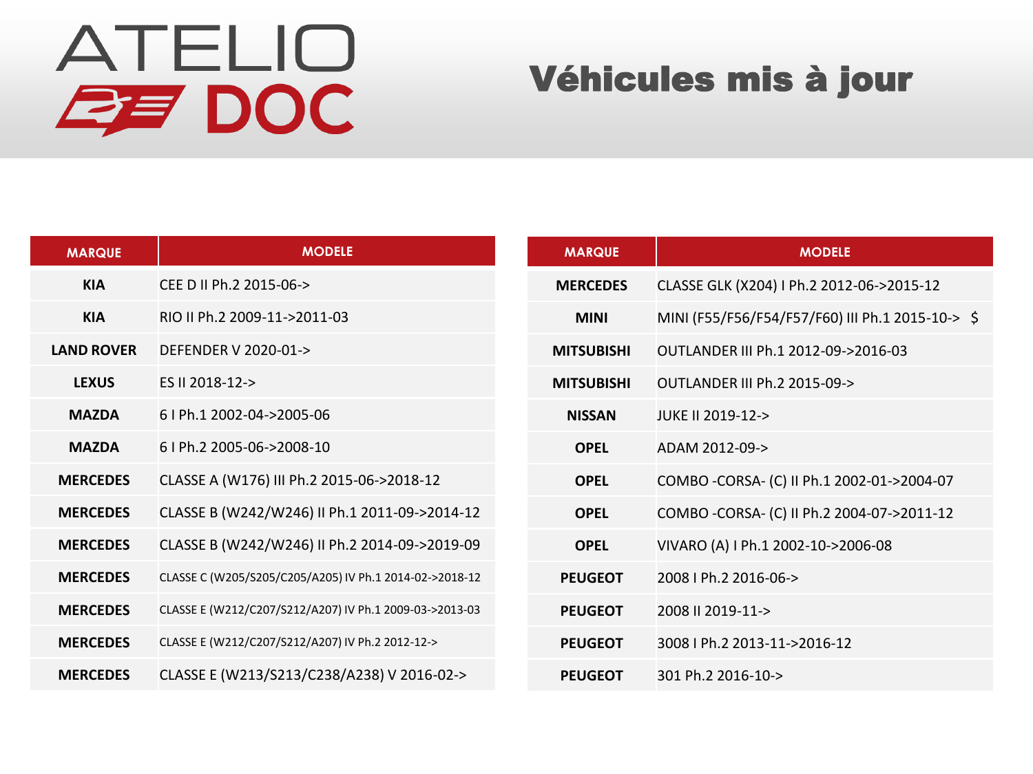ATELIO DOC

# Véhicules mis à jour

| MARQUE | MODELE |
|---|---|
| KIA | CEE D II Ph.2 2015-06-> |
| KIA | RIO II Ph.2 2009-11->2011-03 |
| LAND ROVER | DEFENDER V 2020-01-> |
| LEXUS | ES II 2018-12-> |
| MAZDA | 6 I Ph.1 2002-04->2005-06 |
| MAZDA | 6 I Ph.2 2005-06->2008-10 |
| MERCEDES | CLASSE A (W176) III Ph.2 2015-06->2018-12 |
| MERCEDES | CLASSE B (W242/W246) II Ph.1 2011-09->2014-12 |
| MERCEDES | CLASSE B (W242/W246) II Ph.2 2014-09->2019-09 |
| MERCEDES | CLASSE C (W205/S205/C205/A205) IV Ph.1 2014-02->2018-12 |
| MERCEDES | CLASSE E (W212/C207/S212/A207) IV Ph.1 2009-03->2013-03 |
| MERCEDES | CLASSE E (W212/C207/S212/A207) IV Ph.2 2012-12-> |
| MERCEDES | CLASSE E (W213/S213/C238/A238) V 2016-02-> |
| MERCEDES | CLASSE GLK (X204) I Ph.2 2012-06->2015-12 |
| MINI | MINI (F55/F56/F54/F57/F60) III Ph.1 2015-10-> $ |
| MITSUBISHI | OUTLANDER III Ph.1 2012-09->2016-03 |
| MITSUBISHI | OUTLANDER III Ph.2 2015-09-> |
| NISSAN | JUKE II 2019-12-> |
| OPEL | ADAM 2012-09-> |
| OPEL | COMBO -CORSA- (C) II Ph.1 2002-01->2004-07 |
| OPEL | COMBO -CORSA- (C) II Ph.2 2004-07->2011-12 |
| OPEL | VIVARO (A) I Ph.1 2002-10->2006-08 |
| PEUGEOT | 2008 I Ph.2 2016-06-> |
| PEUGEOT | 2008 II 2019-11-> |
| PEUGEOT | 3008 I Ph.2 2013-11->2016-12 |
| PEUGEOT | 301 Ph.2 2016-10-> |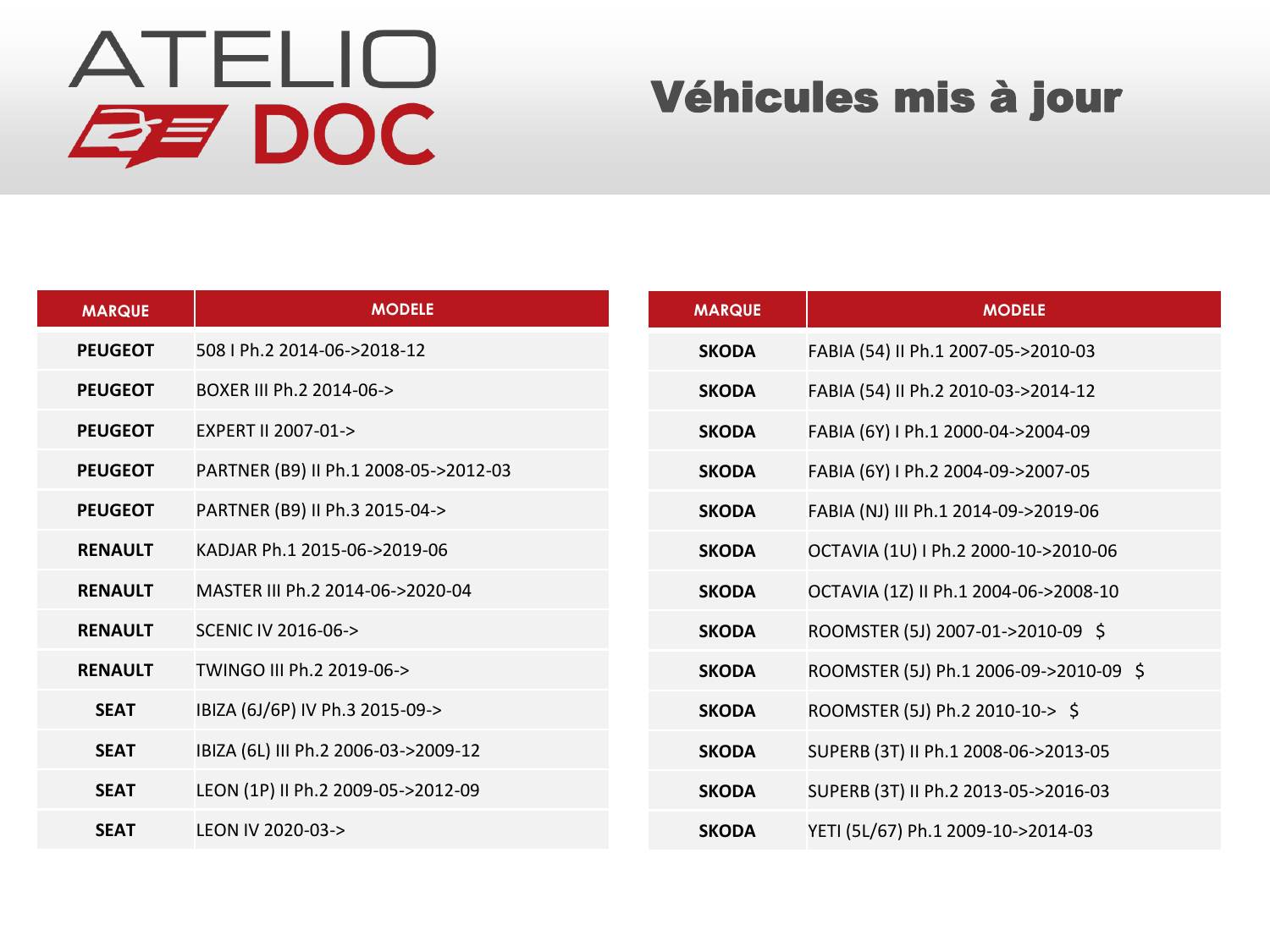# ATELIO DOC

## Véhicules mis à jour

| MARQUE | MODELE |
| --- | --- |
| **PEUGEOT** | 508 I Ph.2 2014-06->2018-12 |
| **PEUGEOT** | BOXER III Ph.2 2014-06-> |
| **PEUGEOT** | EXPERT II 2007-01-> |
| **PEUGEOT** | PARTNER (B9) II Ph.1 2008-05->2012-03 |
| **PEUGEOT** | PARTNER (B9) II Ph.3 2015-04-> |
| **RENAULT** | KADJAR Ph.1 2015-06->2019-06 |
| **RENAULT** | MASTER III Ph.2 2014-06->2020-04 |
| **RENAULT** | SCENIC IV 2016-06-> |
| **RENAULT** | TWINGO III Ph.2 2019-06-> |
| **SEAT** | IBIZA (6J/6P) IV Ph.3 2015-09-> |
| **SEAT** | IBIZA (6L) III Ph.2 2006-03->2009-12 |
| **SEAT** | LEON (1P) II Ph.2 2009-05->2012-09 |
| **SEAT** | LEON IV 2020-03-> |

| MARQUE | MODELE |
| --- | --- |
| **SKODA** | FABIA (54) II Ph.1 2007-05->2010-03 |
| **SKODA** | FABIA (54) II Ph.2 2010-03->2014-12 |
| **SKODA** | FABIA (6Y) I Ph.1 2000-04->2004-09 |
| **SKODA** | FABIA (6Y) I Ph.2 2004-09->2007-05 |
| **SKODA** | FABIA (NJ) III Ph.1 2014-09->2019-06 |
| **SKODA** | OCTAVIA (1U) I Ph.2 2000-10->2010-06 |
| **SKODA** | OCTAVIA (1Z) II Ph.1 2004-06->2008-10 |
| **SKODA** | ROOMSTER (5J) 2007-01->2010-09 $ |
| **SKODA** | ROOMSTER (5J) Ph.1 2006-09->2010-09 $ |
| **SKODA** | ROOMSTER (5J) Ph.2 2010-10-> $ |
| **SKODA** | SUPERB (3T) II Ph.1 2008-06->2013-05 |
| **SKODA** | SUPERB (3T) II Ph.2 2013-05->2016-03 |
| **SKODA** | YETI (5L/67) Ph.1 2009-10->2014-03 |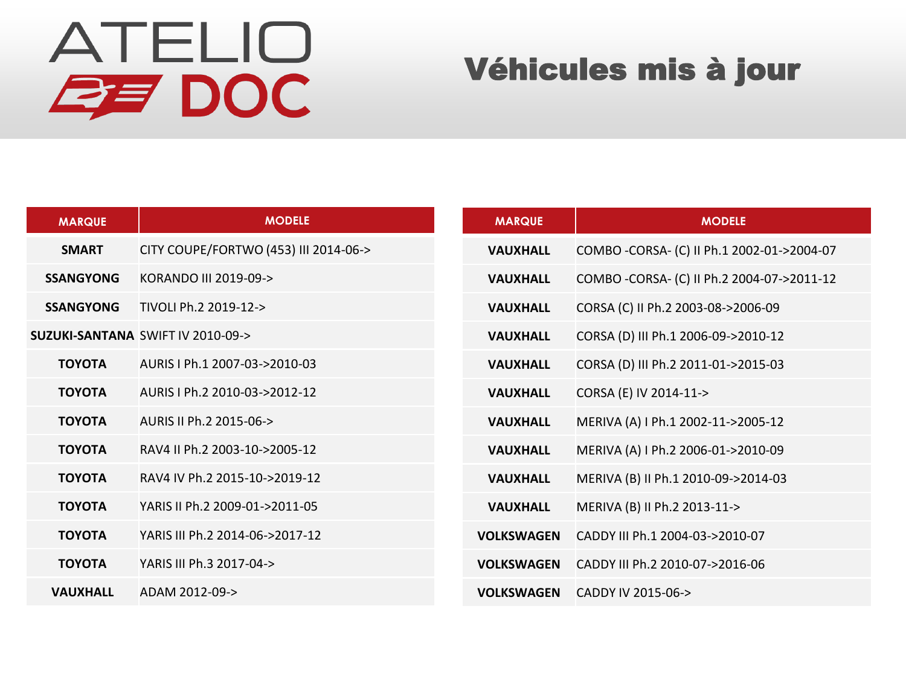# Véhicules mis à jour

| MARQUE | MODELE |
|---|---|
| SMART | CITY COUPE/FORTWO (453) III 2014-06-> |
| SSANGYONG | KORANDO III 2019-09-> |
| SSANGYONG | TIVOLI Ph.2 2019-12-> |
| SUZUKI-SANTANA | SWIFT IV 2010-09-> |
| TOYOTA | AURIS I Ph.1 2007-03->2010-03 |
| TOYOTA | AURIS I Ph.2 2010-03->2012-12 |
| TOYOTA | AURIS II Ph.2 2015-06-> |
| TOYOTA | RAV4 II Ph.2 2003-10->2005-12 |
| TOYOTA | RAV4 IV Ph.2 2015-10->2019-12 |
| TOYOTA | YARIS II Ph.2 2009-01->2011-05 |
| TOYOTA | YARIS III Ph.2 2014-06->2017-12 |
| TOYOTA | YARIS III Ph.3 2017-04-> |
| VAUXHALL | ADAM 2012-09-> |

| MARQUE | MODELE |
|---|---|
| VAUXHALL | COMBO -CORSA- (C) II Ph.1 2002-01->2004-07 |
| VAUXHALL | COMBO -CORSA- (C) II Ph.2 2004-07->2011-12 |
| VAUXHALL | CORSA (C) II Ph.2 2003-08->2006-09 |
| VAUXHALL | CORSA (D) III Ph.1 2006-09->2010-12 |
| VAUXHALL | CORSA (D) III Ph.2 2011-01->2015-03 |
| VAUXHALL | CORSA (E) IV 2014-11-> |
| VAUXHALL | MERIVA (A) I Ph.1 2002-11->2005-12 |
| VAUXHALL | MERIVA (A) I Ph.2 2006-01->2010-09 |
| VAUXHALL | MERIVA (B) II Ph.1 2010-09->2014-03 |
| VAUXHALL | MERIVA (B) II Ph.2 2013-11-> |
| VOLKSWAGEN | CADDY III Ph.1 2004-03->2010-07 |
| VOLKSWAGEN | CADDY III Ph.2 2010-07->2016-06 |
| VOLKSWAGEN | CADDY IV 2015-06-> |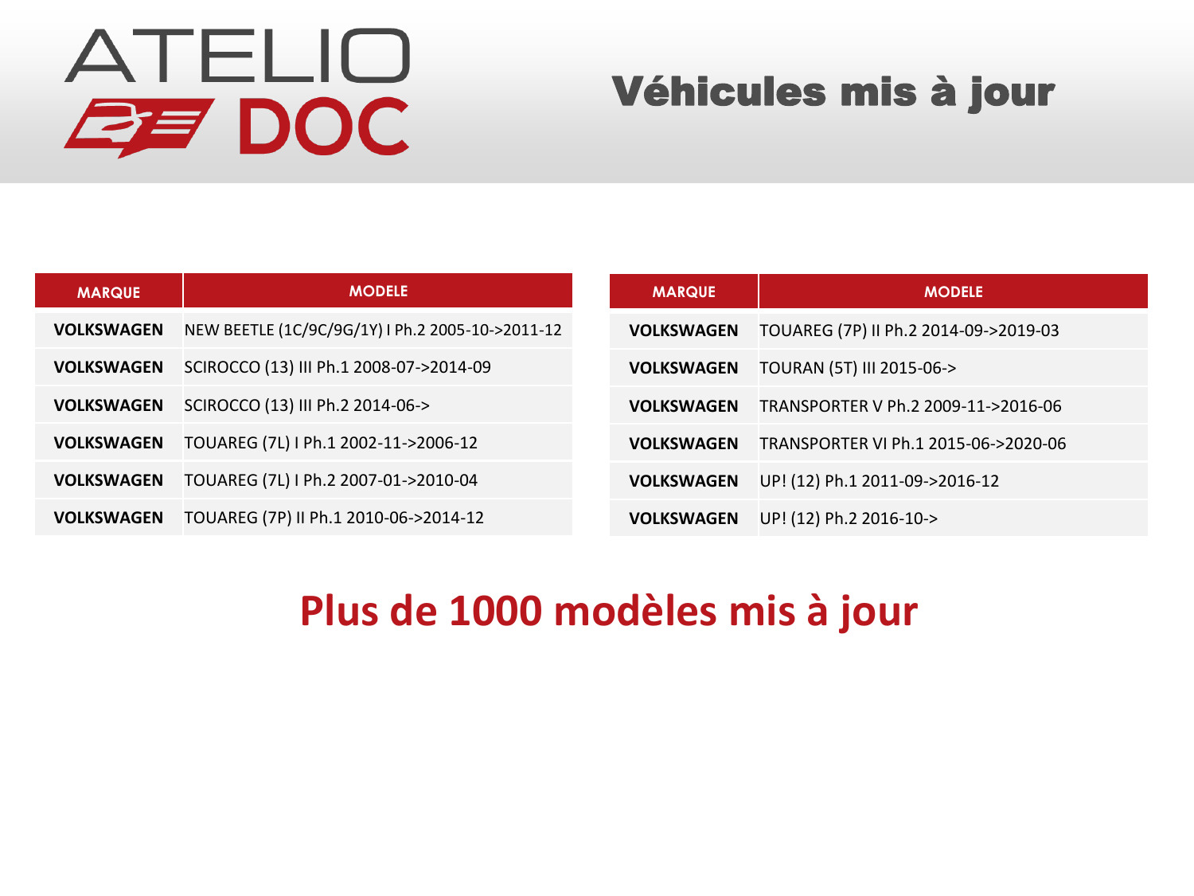ATELIO DOC

# Véhicules mis à jour

| MARQUE | MODELE |
|---|---|
| VOLKSWAGEN | NEW BEETLE (1C/9C/9G/1Y) I Ph.2 2005-10->2011-12 |
| VOLKSWAGEN | SCIROCCO (13) III Ph.1 2008-07->2014-09 |
| VOLKSWAGEN | SCIROCCO (13) III Ph.2 2014-06-> |
| VOLKSWAGEN | TOUAREG (7L) I Ph.1 2002-11->2006-12 |
| VOLKSWAGEN | TOUAREG (7L) I Ph.2 2007-01->2010-04 |
| VOLKSWAGEN | TOUAREG (7P) II Ph.1 2010-06->2014-12 |
| VOLKSWAGEN | TOUAREG (7P) II Ph.2 2014-09->2019-03 |
| VOLKSWAGEN | TOURAN (5T) III 2015-06-> |
| VOLKSWAGEN | TRANSPORTER V Ph.2 2009-11->2016-06 |
| VOLKSWAGEN | TRANSPORTER VI Ph.1 2015-06->2020-06 |
| VOLKSWAGEN | UP! (12) Ph.1 2011-09->2016-12 |
| VOLKSWAGEN | UP! (12) Ph.2 2016-10-> |

## Plus de 1000 modèles mis à jour